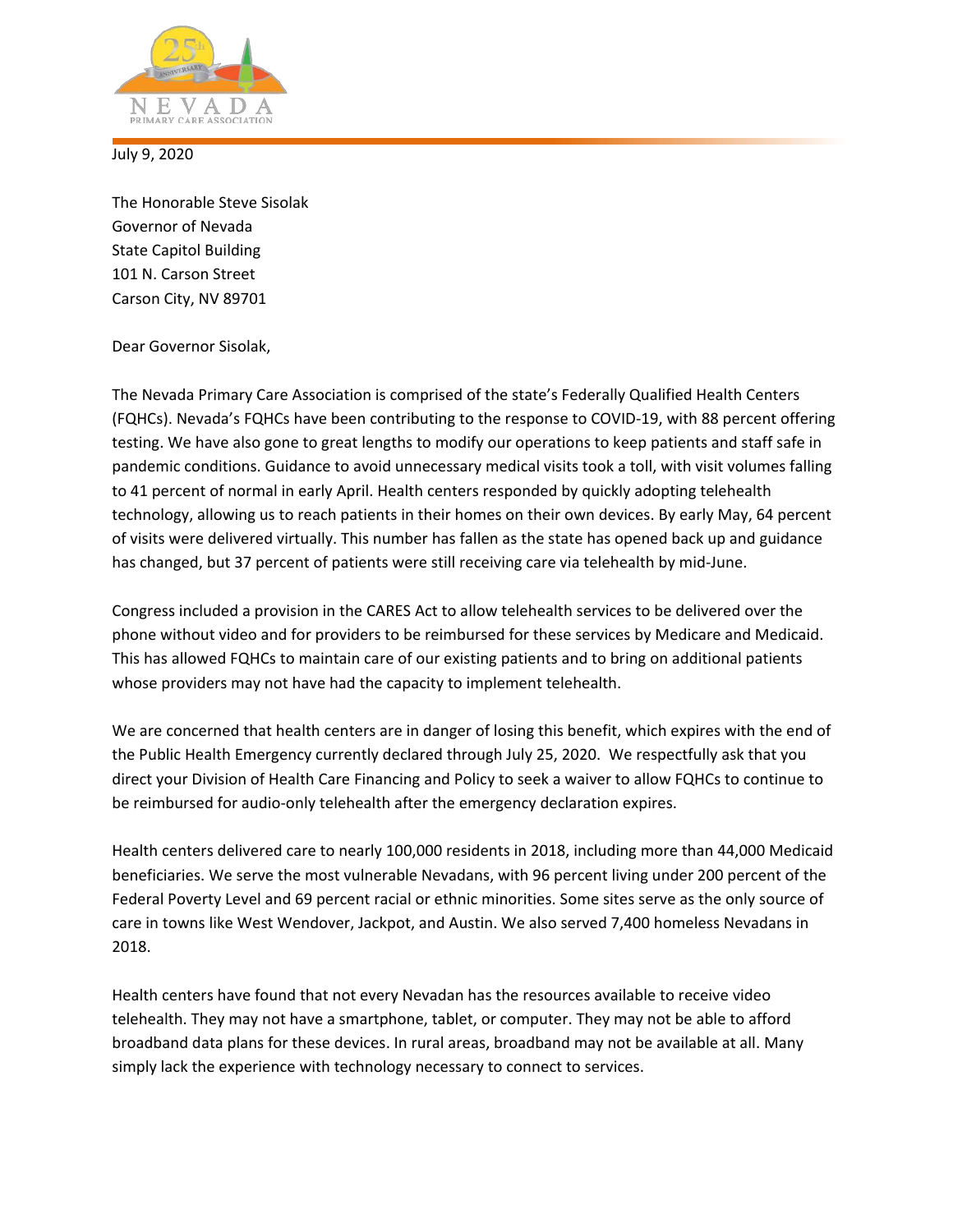July 9, 2020

The Honorable Steve Sisolak
Governor of Nevada
State Capitol Building
101 N. Carson Street
Carson City, NV 89701

Dear Governor Sisolak,

The Nevada Primary Care Association is comprised of the state's Federally Qualified Health Centers (FQHCs). Nevada's FQHCs have been contributing to the response to COVID-19, with 88 percent offering testing. We have also gone to great lengths to modify our operations to keep patients and staff safe in pandemic conditions. Guidance to avoid unnecessary medical visits took a toll, with visit volumes falling to 41 percent of normal in early April. Health centers responded by quickly adopting telehealth technology, allowing us to reach patients in their homes on their own devices. By early May, 64 percent of visits were delivered virtually. This number has fallen as the state has opened back up and guidance has changed, but 37 percent of patients were still receiving care via telehealth by mid-June.

Congress included a provision in the CARES Act to allow telehealth services to be delivered over the phone without video and for providers to be reimbursed for these services by Medicare and Medicaid. This has allowed FQHCs to maintain care of our existing patients and to bring on additional patients whose providers may not have had the capacity to implement telehealth.

We are concerned that health centers are in danger of losing this benefit, which expires with the end of the Public Health Emergency currently declared through July 25, 2020. We respectfully ask that you direct your Division of Health Care Financing and Policy to seek a waiver to allow FQHCs to continue to be reimbursed for audio-only telehealth after the emergency declaration expires.

Health centers delivered care to nearly 100,000 residents in 2018, including more than 44,000 Medicaid beneficiaries. We serve the most vulnerable Nevadans, with 96 percent living under 200 percent of the Federal Poverty Level and 69 percent racial or ethnic minorities. Some sites serve as the only source of care in towns like West Wendover, Jackpot, and Austin. We also served 7,400 homeless Nevadans in 2018.

Health centers have found that not every Nevadan has the resources available to receive video telehealth. They may not have a smartphone, tablet, or computer. They may not be able to afford broadband data plans for these devices. In rural areas, broadband may not be available at all. Many simply lack the experience with technology necessary to connect to services.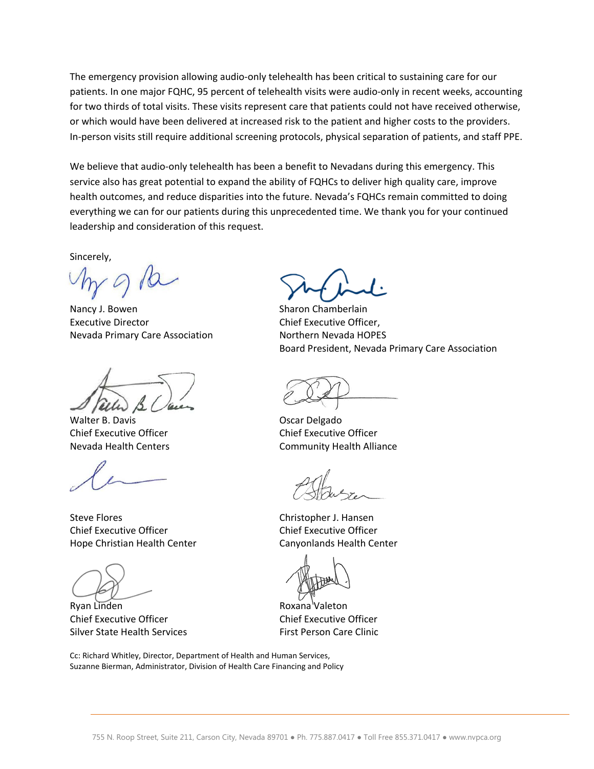The emergency provision allowing audio-only telehealth has been critical to sustaining care for our patients. In one major FQHC, 95 percent of telehealth visits were audio-only in recent weeks, accounting for two thirds of total visits. These visits represent care that patients could not have received otherwise, or which would have been delivered at increased risk to the patient and higher costs to the providers. In-person visits still require additional screening protocols, physical separation of patients, and staff PPE.

We believe that audio-only telehealth has been a benefit to Nevadans during this emergency. This service also has great potential to expand the ability of FQHCs to deliver high quality care, improve health outcomes, and reduce disparities into the future. Nevada's FQHCs remain committed to doing everything we can for our patients during this unprecedented time. We thank you for your continued leadership and consideration of this request.

Sincerely,

Nancy J. Bowen
Executive Director
Nevada Primary Care Association

Sharon Chamberlain
Chief Executive Officer,
Northern Nevada HOPES
Board President, Nevada Primary Care Association

Walter B. Davis
Chief Executive Officer
Nevada Health Centers

Oscar Delgado
Chief Executive Officer
Community Health Alliance

Steve Flores
Chief Executive Officer
Hope Christian Health Center

Christopher J. Hansen
Chief Executive Officer
Canyonlands Health Center

Ryan Linden
Chief Executive Officer
Silver State Health Services

Roxana Valeton
Chief Executive Officer
First Person Care Clinic

Cc: Richard Whitley, Director, Department of Health and Human Services,
Suzanne Bierman, Administrator, Division of Health Care Financing and Policy

755 N. Roop Street, Suite 211, Carson City, Nevada 89701 ● Ph. 775.887.0417 ● Toll Free 855.371.0417 ● www.nvpca.org